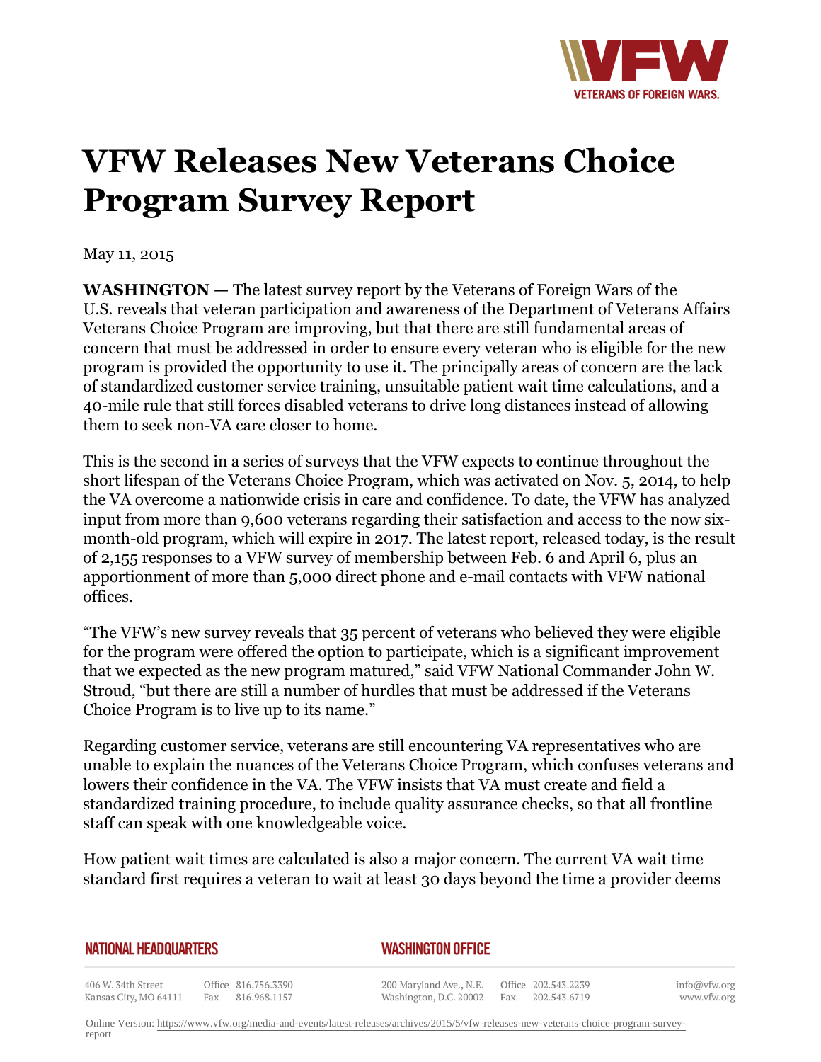# VFW Releases New Veterans Choice Program Survey Report

May 11, 2015

**WASHINGTON —** The latest survey report by the Veterans of Foreign Wars of the U.S. reveals that veteran participation and awareness of the Department of Veterans Affairs Veterans Choice Program are improving, but that there are still fundamental areas of concern that must be addressed in order to ensure every veteran who is eligible for the new program is provided the opportunity to use it. The principally areas of concern are the lack of standardized customer service training, unsuitable patient wait time calculations, and a 40-mile rule that still forces disabled veterans to drive long distances instead of allowing them to seek non-VA care closer to home.

This is the second in a series of surveys that the VFW expects to continue throughout the short lifespan of the Veterans Choice Program, which was activated on Nov. 5, 2014, to help the VA overcome a nationwide crisis in care and confidence. To date, the VFW has analyzed input from more than 9,600 veterans regarding their satisfaction and access to the now six-month-old program, which will expire in 2017. The latest report, released today, is the result of 2,155 responses to a VFW survey of membership between Feb. 6 and April 6, plus an apportionment of more than 5,000 direct phone and e-mail contacts with VFW national offices.

"The VFW's new survey reveals that 35 percent of veterans who believed they were eligible for the program were offered the option to participate, which is a significant improvement that we expected as the new program matured," said VFW National Commander John W. Stroud, "but there are still a number of hurdles that must be addressed if the Veterans Choice Program is to live up to its name."

Regarding customer service, veterans are still encountering VA representatives who are unable to explain the nuances of the Veterans Choice Program, which confuses veterans and lowers their confidence in the VA. The VFW insists that VA must create and field a standardized training procedure, to include quality assurance checks, so that all frontline staff can speak with one knowledgeable voice.

How patient wait times are calculated is also a major concern. The current VA wait time standard first requires a veteran to wait at least 30 days beyond the time a provider deems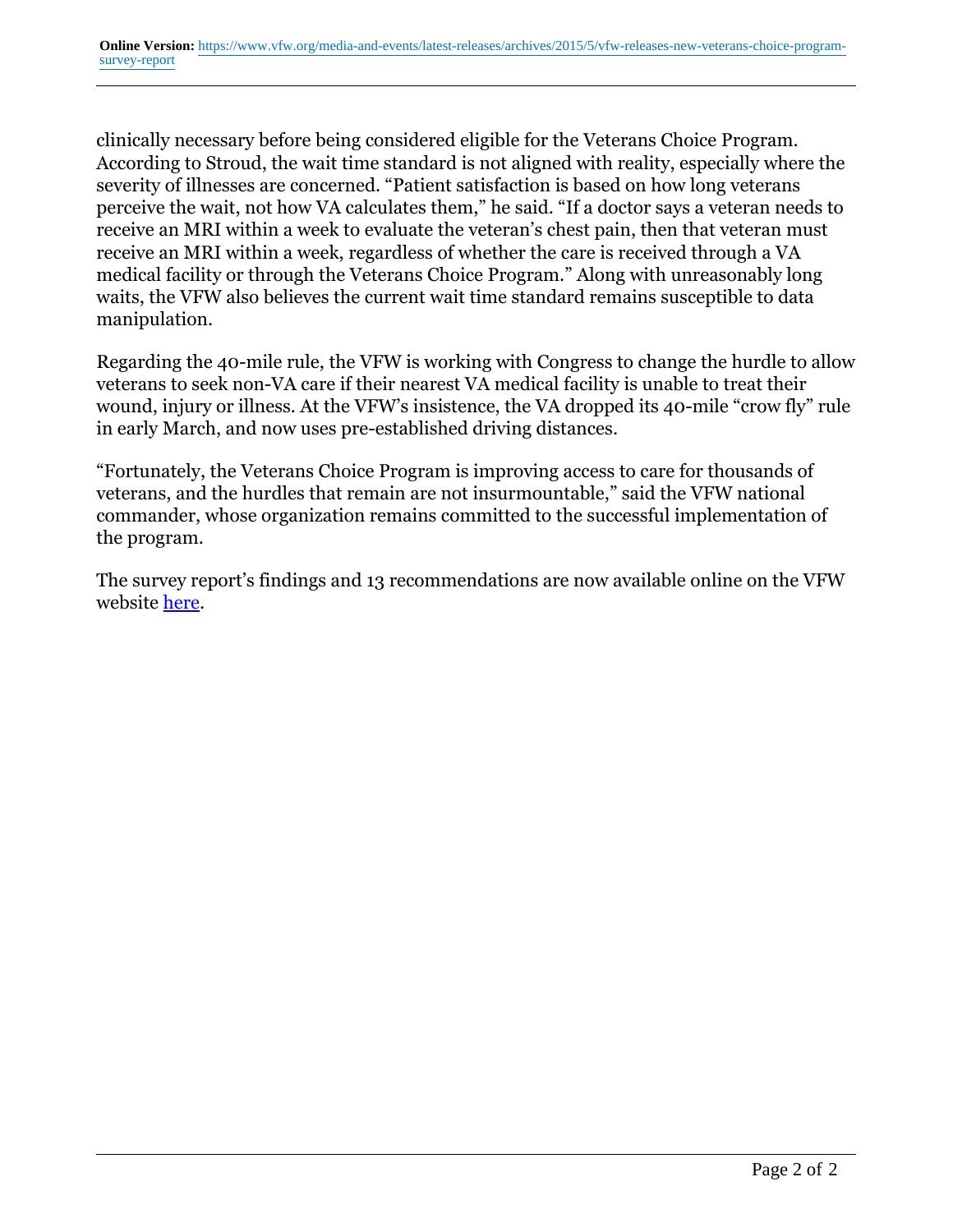clinically necessary before being considered eligible for the Veterans Choice Program. According to Stroud, the wait time standard is not aligned with reality, especially where the severity of illnesses are concerned. “Patient satisfaction is based on how long veterans perceive the wait, not how VA calculates them,” he said. “If a doctor says a veteran needs to receive an MRI within a week to evaluate the veteran’s chest pain, then that veteran must receive an MRI within a week, regardless of whether the care is received through a VA medical facility or through the Veterans Choice Program.” Along with unreasonably long waits, the VFW also believes the current wait time standard remains susceptible to data manipulation.

Regarding the 40-mile rule, the VFW is working with Congress to change the hurdle to allow veterans to seek non-VA care if their nearest VA medical facility is unable to treat their wound, injury or illness. At the VFW’s insistence, the VA dropped its 40-mile “crow fly” rule in early March, and now uses pre-established driving distances.

“Fortunately, the Veterans Choice Program is improving access to care for thousands of veterans, and the hurdles that remain are not insurmountable,” said the VFW national commander, whose organization remains committed to the successful implementation of the program.

The survey report’s findings and 13 recommendations are now available online on the VFW website [here](here).